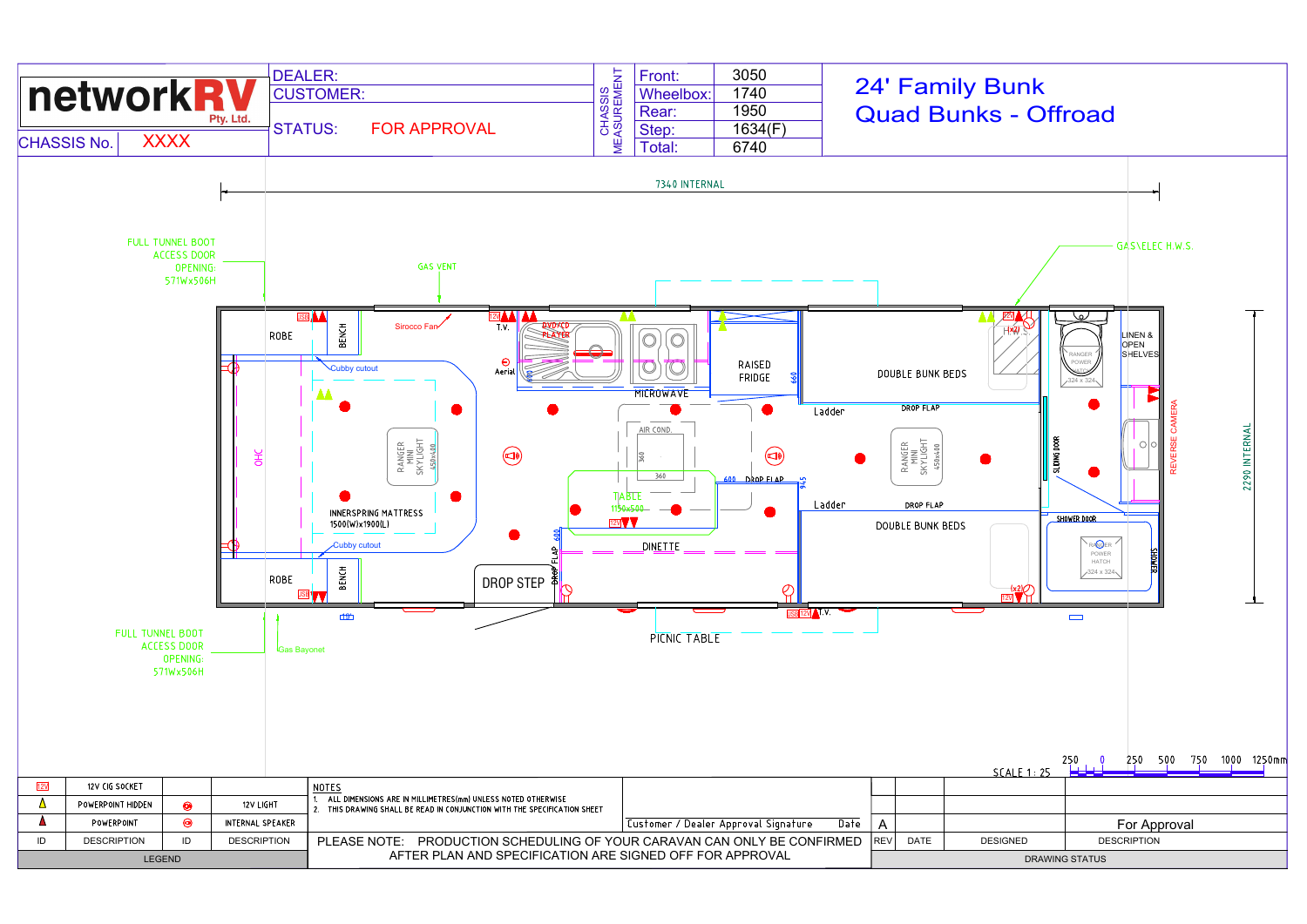# networkRV Pty. Ltd.

**CHASSIS No.** XXXX

| DEALER: | |
|---|---|
| CUSTOMER: | |
| STATUS: | FOR APPROVAL |

**CHASSIS MEASUREMENT**

| | |
|---|---|
| Front: | 3050 |
| Wheelbox: | 1740 |
| Rear: | 1950 |
| Step: | 1634(F) |
| Total: | 6740 |

## 24' Family Bunk
## Quad Bunks - Offroad

7340 INTERNAL

2290 INTERNAL

FULL TUNNEL BOOT ACCESS DOOR OPENING: 571Wx506H

GAS VENT

GAS\ELEC H.W.S.

ROBE

BENCH

Sirocco Fan

T.V.

DVD/CD PLAYER

Aerial

RAISED FRIDGE

660

DOUBLE BUNK BEDS

H(x2)

LINEN & OPEN SHELVES

RANGER POWER HATCH 324 x 324

Cubby cutout

OHC

RANGER MINI SKYLIGHT 450x400

MICROWAVE

AIR COND.

360

360

Ladder

DROP FLAP

600

DROP FLAP

945

SLIDING DOOR

REVERSE CAMERA

TABLE 1150x500

INNERSPRING MATTRESS 1500(W)x1900(L)

Ladder

DROP FLAP

DOUBLE BUNK BEDS

SHOWER DOOR

SHOWER

Cubby cutout

600

DROP FLAP

DINETTE

ROBE

BENCH

DROP STEP

(x2)

T.V.

PICNIC TABLE

FULL TUNNEL BOOT ACCESS DOOR OPENING: 571Wx506H

Gas Bayonet

SCALE 1 : 25

250 0 250 500 750 1000 1250mm

| ID | DESCRIPTION | ID | DESCRIPTION |
|---|---|---|---|
| 12V | 12V CIG SOCKET | | |
| | POWERPOINT HIDDEN | | 12V LIGHT |
| | POWERPOINT | | INTERNAL SPEAKER |

LEGEND

NOTES
1. ALL DIMENSIONS ARE IN MILLIMETRES(mm) UNLESS NOTED OTHERWISE
2. THIS DRAWING SHALL BE READ IN CONJUNCTION WITH THE SPECIFICATION SHEET

Customer / Dealer Approval Signature    Date

PLEASE NOTE: PRODUCTION SCHEDULING OF YOUR CARAVAN CAN ONLY BE CONFIRMED AFTER PLAN AND SPECIFICATION ARE SIGNED OFF FOR APPROVAL

| REV | DATE | DESIGNED | DESCRIPTION |
|---|---|---|---|
| A | | | For Approval |

DRAWING STATUS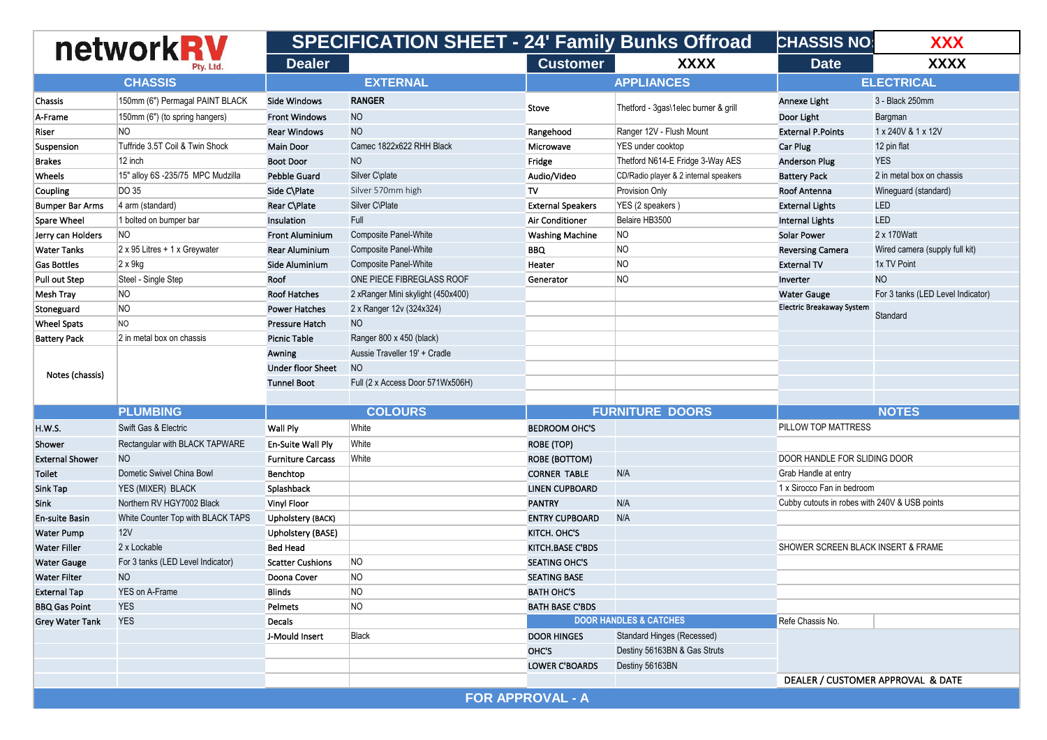# networkRV Pty. Ltd.

## SPECIFICATION SHEET - 24' Family Bunks Offroad

| | | | | | |
|---|---|---|---|---|---|
| CHASSIS NO: | XXX | Dealer | | Customer | XXXX |
| Date | XXXX | | | | |

| CHASSIS | | EXTERNAL | | APPLIANCES | | ELECTRICAL | |
|---|---|---|---|---|---|---|---|
| Chassis | 150mm (6") Permagal PAINT BLACK | Side Windows | RANGER | Stove | Thetford - 3gas\1elec burner & grill | Annexe Light | 3 - Black 250mm |
| A-Frame | 150mm (6") (to spring hangers) | Front Windows | NO | | | Door Light | Bargman |
| Riser | NO | Rear Windows | NO | Rangehood | Ranger 12V - Flush Mount | External P.Points | 1 x 240V & 1 x 12V |
| Suspension | Tuffride 3.5T Coil & Twin Shock | Main Door | Camec 1822x622 RHH Black | Microwave | YES under cooktop | Car Plug | 12 pin flat |
| Brakes | 12 inch | Boot Door | NO | Fridge | Thetford N614-E Fridge 3-Way AES | Anderson Plug | YES |
| Wheels | 15" alloy 6S -235/75 MPC Mudzilla | Pebble Guard | Silver C\plate | Audio/Video | CD/Radio player & 2 internal speakers | Battery Pack | 2 in metal box on chassis |
| Coupling | DO 35 | Side C\Plate | Silver 570mm high | TV | Provision Only | Roof Antenna | Wineguard (standard) |
| Bumper Bar Arms | 4 arm (standard) | Rear C\Plate | Silver C\Plate | External Speakers | YES (2 speakers ) | External Lights | LED |
| Spare Wheel | 1 bolted on bumper bar | Insulation | Full | Air Conditioner | Belaire HB3500 | Internal Lights | LED |
| Jerry can Holders | NO | Front Aluminium | Composite Panel-White | Washing Machine | NO | Solar Power | 2 x 170Watt |
| Water Tanks | 2 x 95 Litres + 1 x Greywater | Rear Aluminium | Composite Panel-White | BBQ | NO | Reversing Camera | Wired camera (supply full kit) |
| Gas Bottles | 2 x 9kg | Side Aluminium | Composite Panel-White | Heater | NO | External TV | 1x TV Point |
| Pull out Step | Steel - Single Step | Roof | ONE PIECE FIBREGLASS ROOF | Generator | NO | Inverter | NO |
| Mesh Tray | NO | Roof Hatches | 2 xRanger Mini skylight (450x400) | | | Water Gauge | For 3 tanks (LED Level Indicator) |
| Stoneguard | NO | Power Hatches | 2 x Ranger 12v (324x324) | | | Electric Breakaway System | Standard |
| Wheel Spats | NO | Pressure Hatch | NO | | | | |
| Battery Pack | 2 in metal box on chassis | Picnic Table | Ranger 800 x 450 (black) | | | | |
| Notes (chassis) | | Awning | Aussie Traveller 19' + Cradle | | | | |
| | | Under floor Sheet | NO | | | | |
| | | Tunnel Boot | Full (2 x Access Door 571Wx506H) | | | | |

| PLUMBING | | COLOURS | | FURNITURE DOORS | | NOTES |
|---|---|---|---|---|---|---|
| H.W.S. | Swift Gas & Electric | Wall Ply | White | BEDROOM OHC'S | | PILLOW TOP MATTRESS |
| Shower | Rectangular with BLACK TAPWARE | En-Suite Wall Ply | White | ROBE (TOP) | | |
| External Shower | NO | Furniture Carcass | White | ROBE (BOTTOM) | | DOOR HANDLE FOR SLIDING DOOR |
| Toilet | Dometic Swivel China Bowl | Benchtop | | CORNER TABLE | N/A | Grab Handle at entry |
| Sink Tap | YES (MIXER) BLACK | Splashback | | LINEN CUPBOARD | | 1 x Sirocco Fan in bedroom |
| Sink | Northern RV HGY7002 Black | Vinyl Floor | | PANTRY | N/A | Cubby cutouts in robes with 240V & USB points |
| En-suite Basin | White Counter Top with BLACK TAPS | Upholstery (BACK) | | ENTRY CUPBOARD | N/A | |
| Water Pump | 12V | Upholstery (BASE) | | KITCH. OHC'S | | |
| Water Filler | 2 x Lockable | Bed Head | | KITCH.BASE C'BDS | | SHOWER SCREEN BLACK INSERT & FRAME |
| Water Gauge | For 3 tanks (LED Level Indicator) | Scatter Cushions | NO | SEATING OHC'S | | |
| Water Filter | NO | Doona Cover | NO | SEATING BASE | | |
| External Tap | YES on A-Frame | Blinds | NO | BATH OHC'S | | |
| BBQ Gas Point | YES | Pelmets | NO | BATH BASE C'BDS | | |
| Grey Water Tank | YES | Decals | | DOOR HANDLES & CATCHES | | Refe Chassis No. |
| | | J-Mould Insert | Black | DOOR HINGES | Standard Hinges (Recessed) | |
| | | | | OHC'S | Destiny 56163BN & Gas Struts | |
| | | | | LOWER C'BOARDS | Destiny 56163BN | |
| | | | | | | DEALER / CUSTOMER APPROVAL & DATE |

**FOR APPROVAL - A**